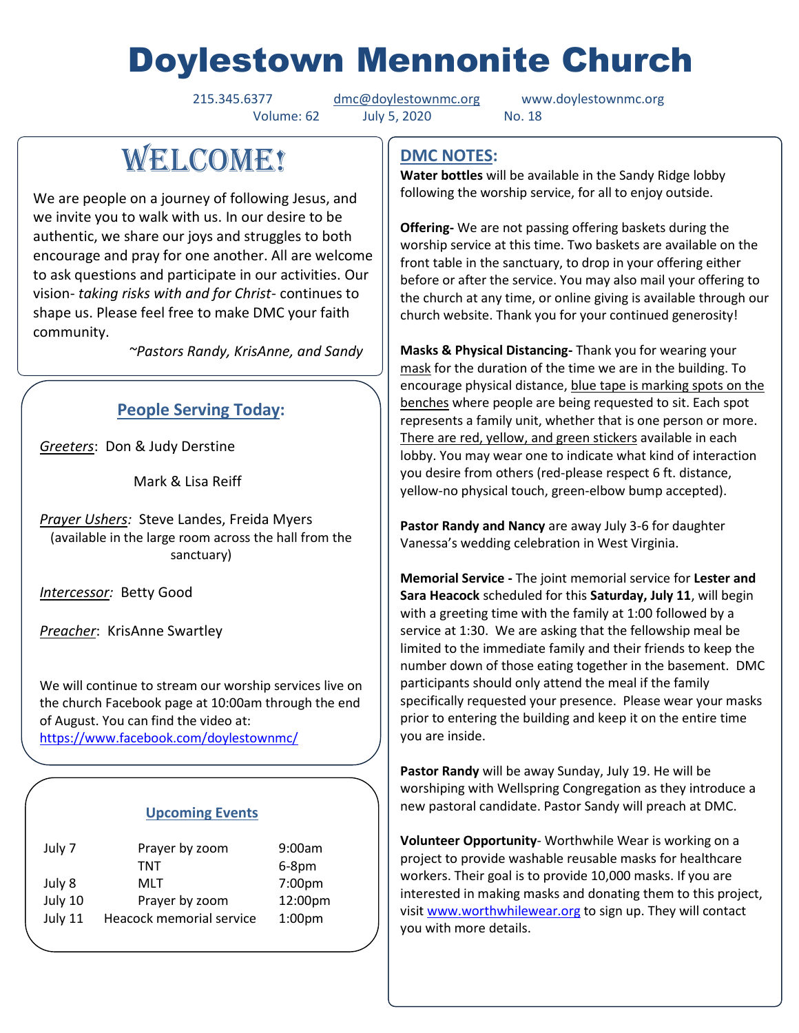# Doylestown Mennonite Church

215.345.6377 dmc@doylestownmc.org www.doylestownmc.org
Volume: 62 July 5, 2020 No. 18

## WELCOME!

We are people on a journey of following Jesus, and we invite you to walk with us. In our desire to be authentic, we share our joys and struggles to both encourage and pray for one another. All are welcome to ask questions and participate in our activities. Our vision- *taking risks with and for Christ*- continues to shape us. Please feel free to make DMC your faith community.

*~Pastors Randy, KrisAnne, and Sandy*

## People Serving Today:

*Greeters*: Don & Judy Derstine

Mark & Lisa Reiff

*Prayer Ushers:* Steve Landes, Freida Myers
(available in the large room across the hall from the sanctuary)

*Intercessor:* Betty Good

*Preacher*: KrisAnne Swartley

We will continue to stream our worship services live on the church Facebook page at 10:00am through the end of August. You can find the video at: https://www.facebook.com/doylestownmc/

## Upcoming Events

| | | |
|---|---|---|
| July 7 | Prayer by zoom | 9:00am |
| | TNT | 6-8pm |
| July 8 | MLT | 7:00pm |
| July 10 | Prayer by zoom | 12:00pm |
| July 11 | Heacock memorial service | 1:00pm |

## DMC NOTES:

**Water bottles** will be available in the Sandy Ridge lobby following the worship service, for all to enjoy outside.

**Offering-** We are not passing offering baskets during the worship service at this time. Two baskets are available on the front table in the sanctuary, to drop in your offering either before or after the service. You may also mail your offering to the church at any time, or online giving is available through our church website. Thank you for your continued generosity!

**Masks & Physical Distancing-** Thank you for wearing your mask for the duration of the time we are in the building. To encourage physical distance, blue tape is marking spots on the benches where people are being requested to sit. Each spot represents a family unit, whether that is one person or more. There are red, yellow, and green stickers available in each lobby. You may wear one to indicate what kind of interaction you desire from others (red-please respect 6 ft. distance, yellow-no physical touch, green-elbow bump accepted).

**Pastor Randy and Nancy** are away July 3-6 for daughter Vanessa's wedding celebration in West Virginia.

**Memorial Service -** The joint memorial service for **Lester and Sara Heacock** scheduled for this **Saturday, July 11**, will begin with a greeting time with the family at 1:00 followed by a service at 1:30. We are asking that the fellowship meal be limited to the immediate family and their friends to keep the number down of those eating together in the basement. DMC participants should only attend the meal if the family specifically requested your presence. Please wear your masks prior to entering the building and keep it on the entire time you are inside.

**Pastor Randy** will be away Sunday, July 19. He will be worshiping with Wellspring Congregation as they introduce a new pastoral candidate. Pastor Sandy will preach at DMC.

**Volunteer Opportunity**- Worthwhile Wear is working on a project to provide washable reusable masks for healthcare workers. Their goal is to provide 10,000 masks. If you are interested in making masks and donating them to this project, visit www.worthwhilewear.org to sign up. They will contact you with more details.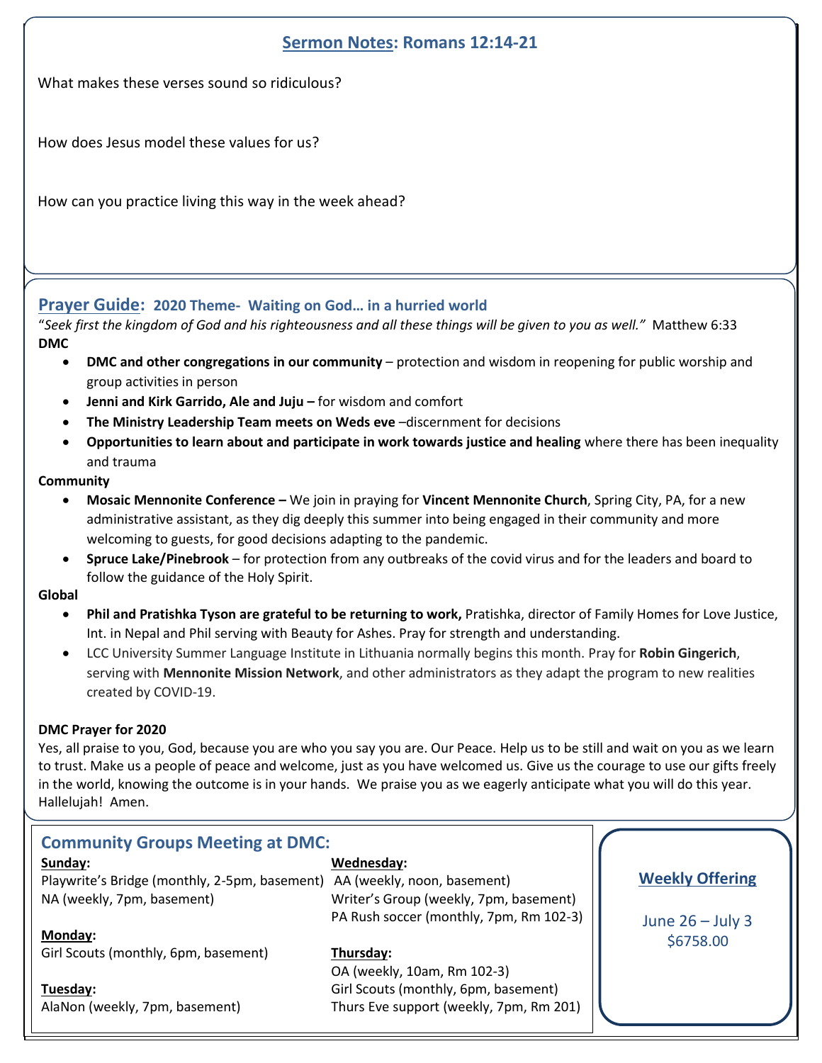## Sermon Notes: Romans 12:14-21

What makes these verses sound so ridiculous?

How does Jesus model these values for us?

How can you practice living this way in the week ahead?

## Prayer Guide: 2020 Theme- Waiting on God… in a hurried world

"*Seek first the kingdom of God and his righteousness and all these things will be given to you as well."* Matthew 6:33

**DMC**

- **DMC and other congregations in our community** – protection and wisdom in reopening for public worship and group activities in person
- **Jenni and Kirk Garrido, Ale and Juju –** for wisdom and comfort
- **The Ministry Leadership Team meets on Weds eve** –discernment for decisions
- **Opportunities to learn about and participate in work towards justice and healing** where there has been inequality and trauma

**Community**

- **Mosaic Mennonite Conference –** We join in praying for **Vincent Mennonite Church**, Spring City, PA, for a new administrative assistant, as they dig deeply this summer into being engaged in their community and more welcoming to guests, for good decisions adapting to the pandemic.
- **Spruce Lake/Pinebrook** – for protection from any outbreaks of the covid virus and for the leaders and board to follow the guidance of the Holy Spirit.

**Global**

- **Phil and Pratishka Tyson are grateful to be returning to work,** Pratishka, director of Family Homes for Love Justice, Int. in Nepal and Phil serving with Beauty for Ashes. Pray for strength and understanding.
- LCC University Summer Language Institute in Lithuania normally begins this month. Pray for **Robin Gingerich**, serving with **Mennonite Mission Network**, and other administrators as they adapt the program to new realities created by COVID-19.

**DMC Prayer for 2020**

Yes, all praise to you, God, because you are who you say you are. Our Peace. Help us to be still and wait on you as we learn to trust. Make us a people of peace and welcome, just as you have welcomed us. Give us the courage to use our gifts freely in the world, knowing the outcome is in your hands. We praise you as we eagerly anticipate what you will do this year. Hallelujah! Amen.

## Community Groups Meeting at DMC:

**Sunday:**
Playwrite's Bridge (monthly, 2-5pm, basement)
NA (weekly, 7pm, basement)

**Monday:**
Girl Scouts (monthly, 6pm, basement)

**Tuesday:**
AlaNon (weekly, 7pm, basement)

**Wednesday:**
AA (weekly, noon, basement)
Writer's Group (weekly, 7pm, basement)
PA Rush soccer (monthly, 7pm, Rm 102-3)

**Thursday:**
OA (weekly, 10am, Rm 102-3)
Girl Scouts (monthly, 6pm, basement)
Thurs Eve support (weekly, 7pm, Rm 201)

**Weekly Offering**

June 26 – July 3
$6758.00